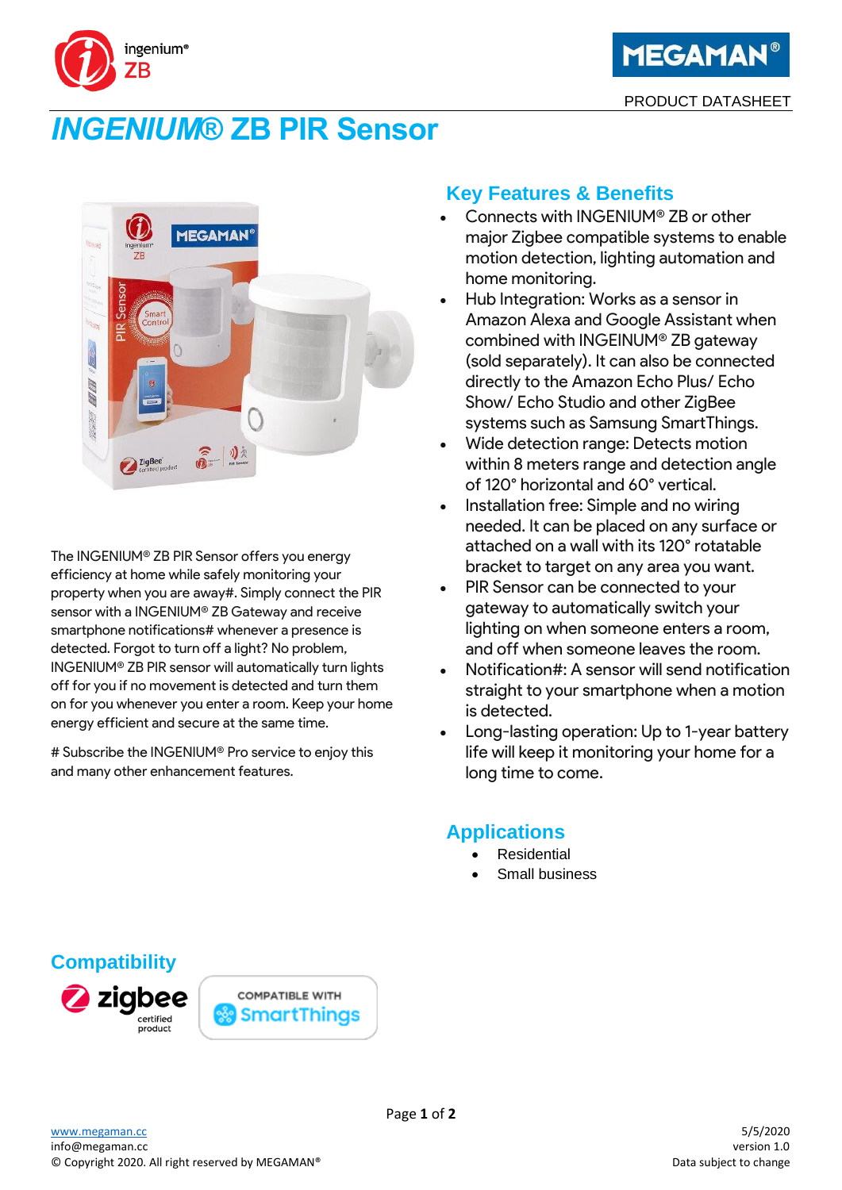# *INGENIUM®* ZB PIR Sensor

The INGENIUM® ZB PIR Sensor offers you energy efficiency at home while safely monitoring your property when you are away#. Simply connect the PIR sensor with a INGENIUM® ZB Gateway and receive smartphone notifications# whenever a presence is detected. Forgot to turn off a light? No problem, INGENIUM® ZB PIR sensor will automatically turn lights off for you if no movement is detected and turn them on for you whenever you enter a room. Keep your home energy efficient and secure at the same time.

# Subscribe the INGENIUM® Pro service to enjoy this and many other enhancement features.

## Key Features & Benefits

- Connects with INGENIUM® ZB or other major Zigbee compatible systems to enable motion detection, lighting automation and home monitoring.
- Hub Integration: Works as a sensor in Amazon Alexa and Google Assistant when combined with INGEINUM® ZB gateway (sold separately). It can also be connected directly to the Amazon Echo Plus/ Echo Show/ Echo Studio and other ZigBee systems such as Samsung SmartThings.
- Wide detection range: Detects motion within 8 meters range and detection angle of 120° horizontal and 60° vertical.
- Installation free: Simple and no wiring needed. It can be placed on any surface or attached on a wall with its 120° rotatable bracket to target on any area you want.
- PIR Sensor can be connected to your gateway to automatically switch your lighting on when someone enters a room, and off when someone leaves the room.
- Notification#: A sensor will send notification straight to your smartphone when a motion is detected.
- Long-lasting operation: Up to 1-year battery life will keep it monitoring your home for a long time to come.

## Applications

- Residential
- Small business

## Compatibility

zigbee certified product

COMPATIBLE WITH SmartThings

www.megaman.cc
info@megaman.cc
© Copyright 2020. All right reserved by MEGAMAN®

5/5/2020
version 1.0
Data subject to change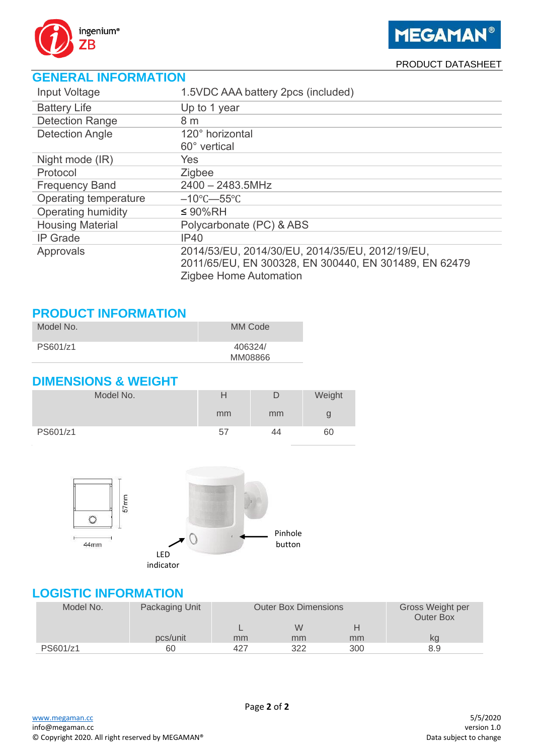## GENERAL INFORMATION

| | |
|---|---|
| Input Voltage | 1.5VDC AAA battery 2pcs (included) |
| Battery Life | Up to 1 year |
| Detection Range | 8 m |
| Detection Angle | 120° horizontal<br>60° vertical |
| Night mode (IR) | Yes |
| Protocol | Zigbee |
| Frequency Band | 2400 – 2483.5MHz |
| Operating temperature | −10℃—55℃ |
| Operating humidity | ≤ 90%RH |
| Housing Material | Polycarbonate (PC) & ABS |
| IP Grade | IP40 |
| Approvals | 2014/53/EU, 2014/30/EU, 2014/35/EU, 2012/19/EU, 2011/65/EU, EN 300328, EN 300440, EN 301489, EN 62479<br>Zigbee Home Automation |

## PRODUCT INFORMATION

| Model No. | MM Code |
|---|---|
| PS601/z1 | 406324/ MM08866 |

## DIMENSIONS & WEIGHT

| Model No. | H | D | Weight |
|---|---|---|---|
| | mm | mm | g |
| PS601/z1 | 57 | 44 | 60 |

57mm

44mm

LED indicator

Pinhole button

## LOGISTIC INFORMATION

| Model No. | Packaging Unit | Outer Box Dimensions | | | Gross Weight per Outer Box |
|---|---|---|---|---|---|
| | | L | W | H | |
| | pcs/unit | mm | mm | mm | kg |
| PS601/z1 | 60 | 427 | 322 | 300 | 8.9 |

www.megaman.cc
info@megaman.cc
© Copyright 2020. All right reserved by MEGAMAN®

5/5/2020
version 1.0
Data subject to change